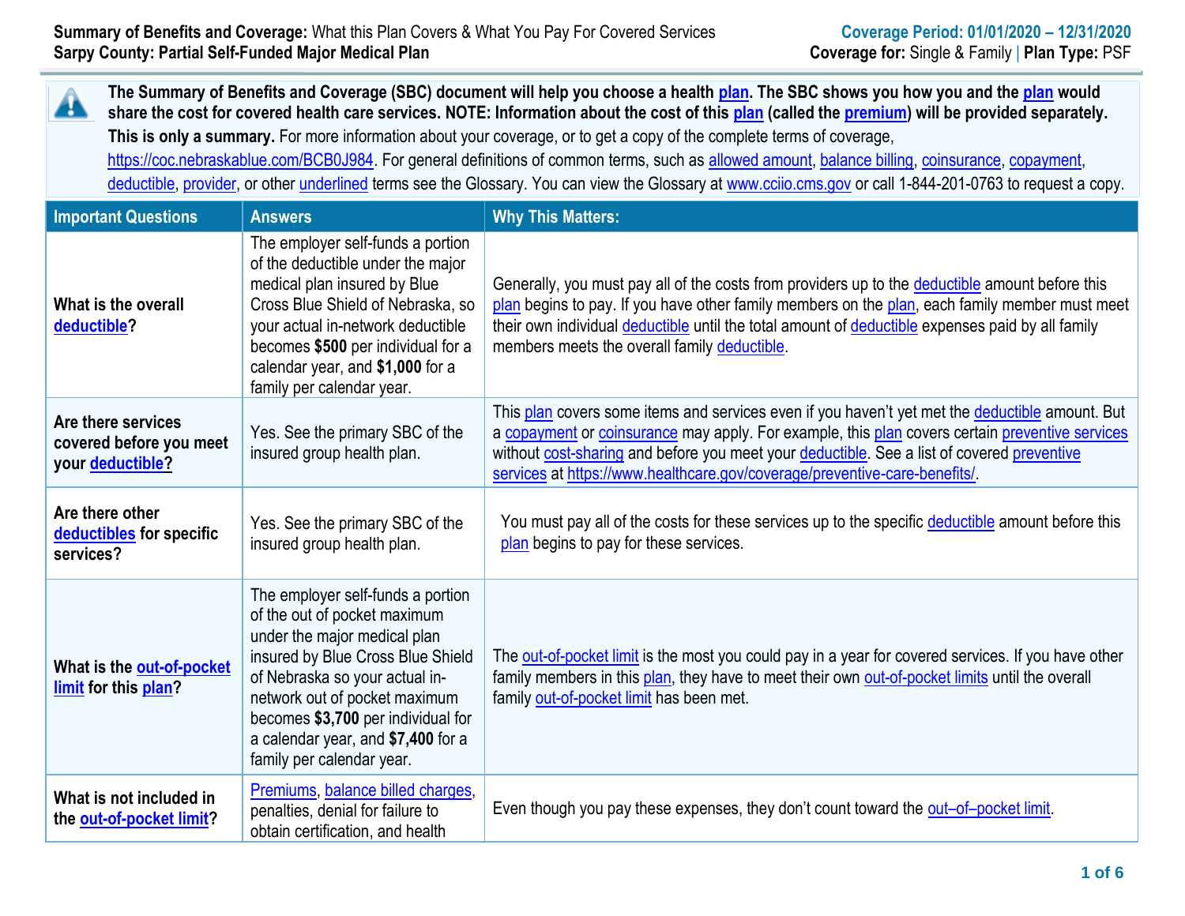**Summary of Benefits and Coverage:** What this Plan Covers & What You Pay For Covered Services
**Sarpy County: Partial Self-Funded Major Medical Plan**

**Coverage Period: 01/01/2020 – 12/31/2020**
**Coverage for:** Single & Family | **Plan Type:** PSF

**The Summary of Benefits and Coverage (SBC) document will help you choose a health plan. The SBC shows you how you and the plan would share the cost for covered health care services. NOTE: Information about the cost of this plan (called the premium) will be provided separately. This is only a summary.** For more information about your coverage, or to get a copy of the complete terms of coverage, https://coc.nebraskablue.com/BCB0J984. For general definitions of common terms, such as allowed amount, balance billing, coinsurance, copayment, deductible, provider, or other underlined terms see the Glossary. You can view the Glossary at www.cciio.cms.gov or call 1-844-201-0763 to request a copy.

| Important Questions | Answers | Why This Matters: |
|---|---|---|
| **What is the overall deductible?** | The employer self-funds a portion of the deductible under the major medical plan insured by Blue Cross Blue Shield of Nebraska, so your actual in-network deductible becomes **$500** per individual for a calendar year, and **$1,000** for a family per calendar year. | Generally, you must pay all of the costs from providers up to the deductible amount before this plan begins to pay. If you have other family members on the plan, each family member must meet their own individual deductible until the total amount of deductible expenses paid by all family members meets the overall family deductible. |
| **Are there services covered before you meet your deductible?** | Yes. See the primary SBC of the insured group health plan. | This plan covers some items and services even if you haven't yet met the deductible amount. But a copayment or coinsurance may apply. For example, this plan covers certain preventive services without cost-sharing and before you meet your deductible. See a list of covered preventive services at https://www.healthcare.gov/coverage/preventive-care-benefits/. |
| **Are there other deductibles for specific services?** | Yes. See the primary SBC of the insured group health plan. | You must pay all of the costs for these services up to the specific deductible amount before this plan begins to pay for these services. |
| **What is the out-of-pocket limit for this plan?** | The employer self-funds a portion of the out of pocket maximum under the major medical plan insured by Blue Cross Blue Shield of Nebraska so your actual in-network out of pocket maximum becomes **$3,700** per individual for a calendar year, and **$7,400** for a family per calendar year. | The out-of-pocket limit is the most you could pay in a year for covered services. If you have other family members in this plan, they have to meet their own out-of-pocket limits until the overall family out-of-pocket limit has been met. |
| **What is not included in the out-of-pocket limit?** | Premiums, balance billed charges, penalties, denial for failure to obtain certification, and health | Even though you pay these expenses, they don't count toward the out–of–pocket limit. |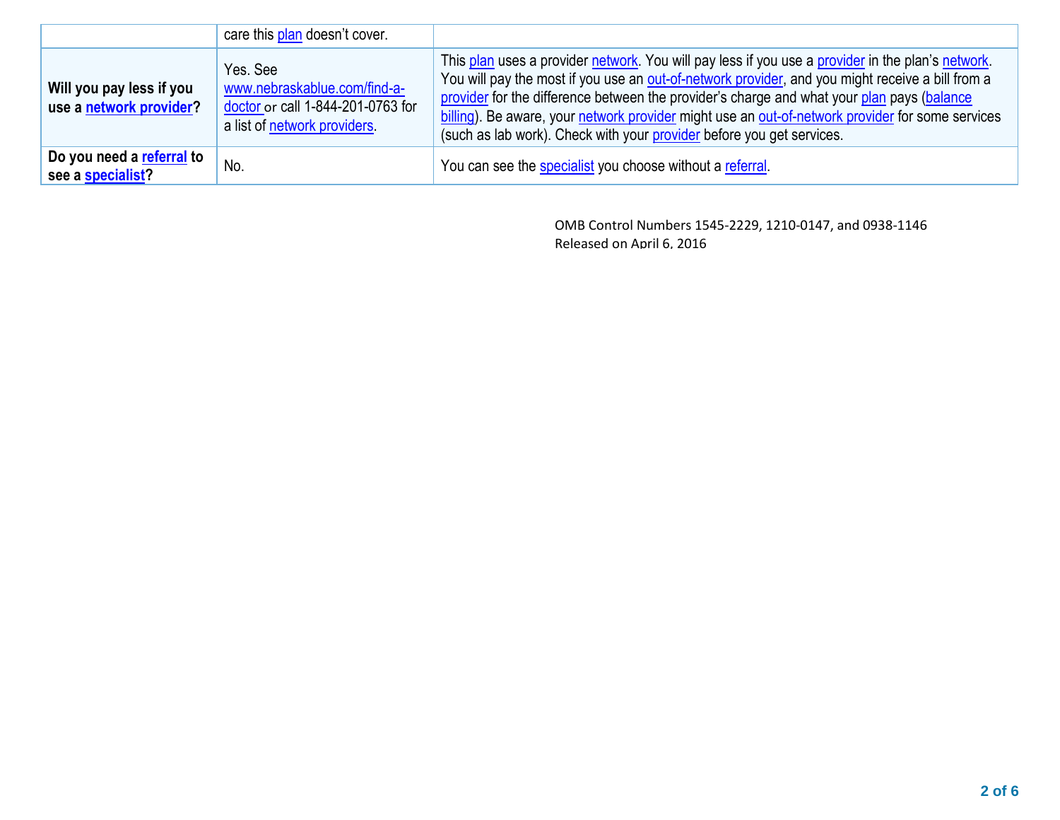| | | |
|---|---|---|
| | care this plan doesn't cover. | |
| **Will you pay less if you use a network provider?** | Yes. See www.nebraskablue.com/find-a-doctor or call 1-844-201-0763 for a list of network providers. | This plan uses a provider network. You will pay less if you use a provider in the plan's network. You will pay the most if you use an out-of-network provider, and you might receive a bill from a provider for the difference between the provider's charge and what your plan pays (balance billing). Be aware, your network provider might use an out-of-network provider for some services (such as lab work). Check with your provider before you get services. |
| **Do you need a referral to see a specialist?** | No. | You can see the specialist you choose without a referral. |

OMB Control Numbers 1545-2229, 1210-0147, and 0938-1146
Released on April 6, 2016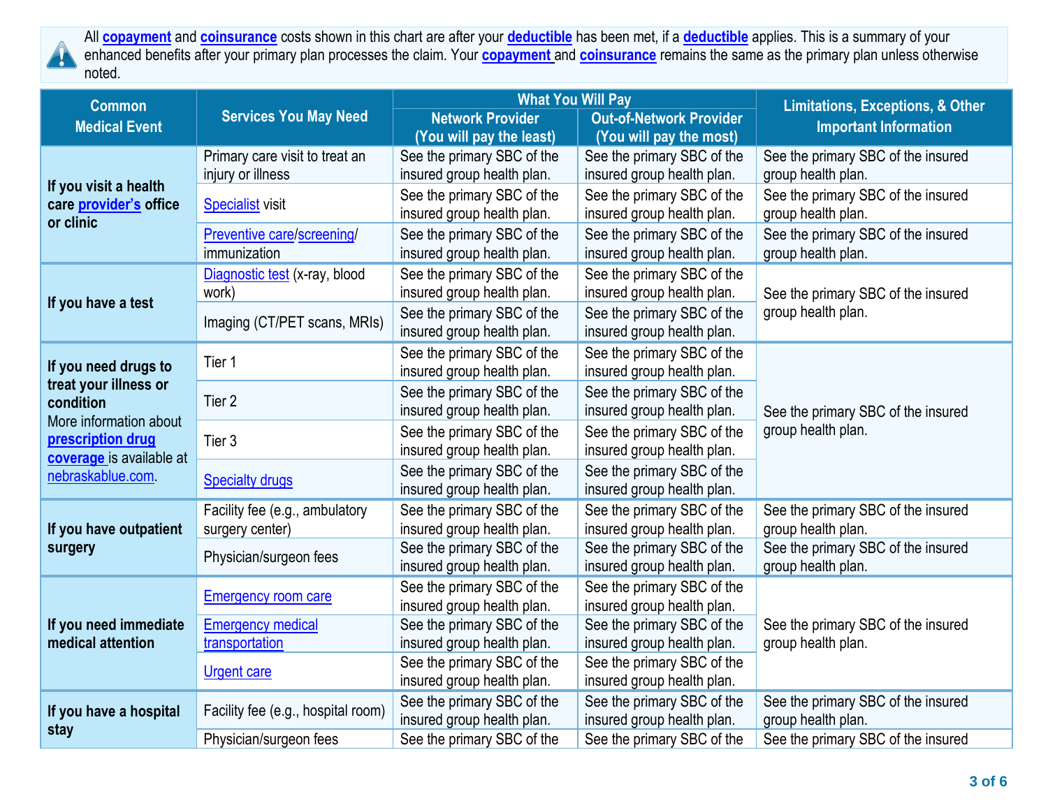All **copayment** and **coinsurance** costs shown in this chart are after your **deductible** has been met, if a **deductible** applies. This is a summary of your enhanced benefits after your primary plan processes the claim. Your **copayment** and **coinsurance** remains the same as the primary plan unless otherwise noted.

| Common Medical Event | Services You May Need | What You Will Pay | | Limitations, Exceptions, & Other Important Information |
|---|---|---|---|---|
| | | Network Provider (You will pay the least) | Out-of-Network Provider (You will pay the most) | |
| **If you visit a health care provider's office or clinic** | Primary care visit to treat an injury or illness | See the primary SBC of the insured group health plan. | See the primary SBC of the insured group health plan. | See the primary SBC of the insured group health plan. |
| | Specialist visit | See the primary SBC of the insured group health plan. | See the primary SBC of the insured group health plan. | See the primary SBC of the insured group health plan. |
| | Preventive care/screening/ immunization | See the primary SBC of the insured group health plan. | See the primary SBC of the insured group health plan. | See the primary SBC of the insured group health plan. |
| **If you have a test** | Diagnostic test (x-ray, blood work) | See the primary SBC of the insured group health plan. | See the primary SBC of the insured group health plan. | See the primary SBC of the insured group health plan. |
| | Imaging (CT/PET scans, MRIs) | See the primary SBC of the insured group health plan. | See the primary SBC of the insured group health plan. | |
| **If you need drugs to treat your illness or condition** More information about **prescription drug coverage** is available at nebraskablue.com. | Tier 1 | See the primary SBC of the insured group health plan. | See the primary SBC of the insured group health plan. | See the primary SBC of the insured group health plan. |
| | Tier 2 | See the primary SBC of the insured group health plan. | See the primary SBC of the insured group health plan. | |
| | Tier 3 | See the primary SBC of the insured group health plan. | See the primary SBC of the insured group health plan. | |
| | Specialty drugs | See the primary SBC of the insured group health plan. | See the primary SBC of the insured group health plan. | |
| **If you have outpatient surgery** | Facility fee (e.g., ambulatory surgery center) | See the primary SBC of the insured group health plan. | See the primary SBC of the insured group health plan. | See the primary SBC of the insured group health plan. |
| | Physician/surgeon fees | See the primary SBC of the insured group health plan. | See the primary SBC of the insured group health plan. | See the primary SBC of the insured group health plan. |
| **If you need immediate medical attention** | Emergency room care | See the primary SBC of the insured group health plan. | See the primary SBC of the insured group health plan. | See the primary SBC of the insured group health plan. |
| | Emergency medical transportation | See the primary SBC of the insured group health plan. | See the primary SBC of the insured group health plan. | |
| | Urgent care | See the primary SBC of the insured group health plan. | See the primary SBC of the insured group health plan. | |
| **If you have a hospital stay** | Facility fee (e.g., hospital room) | See the primary SBC of the insured group health plan. | See the primary SBC of the insured group health plan. | See the primary SBC of the insured group health plan. |
| | Physician/surgeon fees | See the primary SBC of the | See the primary SBC of the | See the primary SBC of the insured |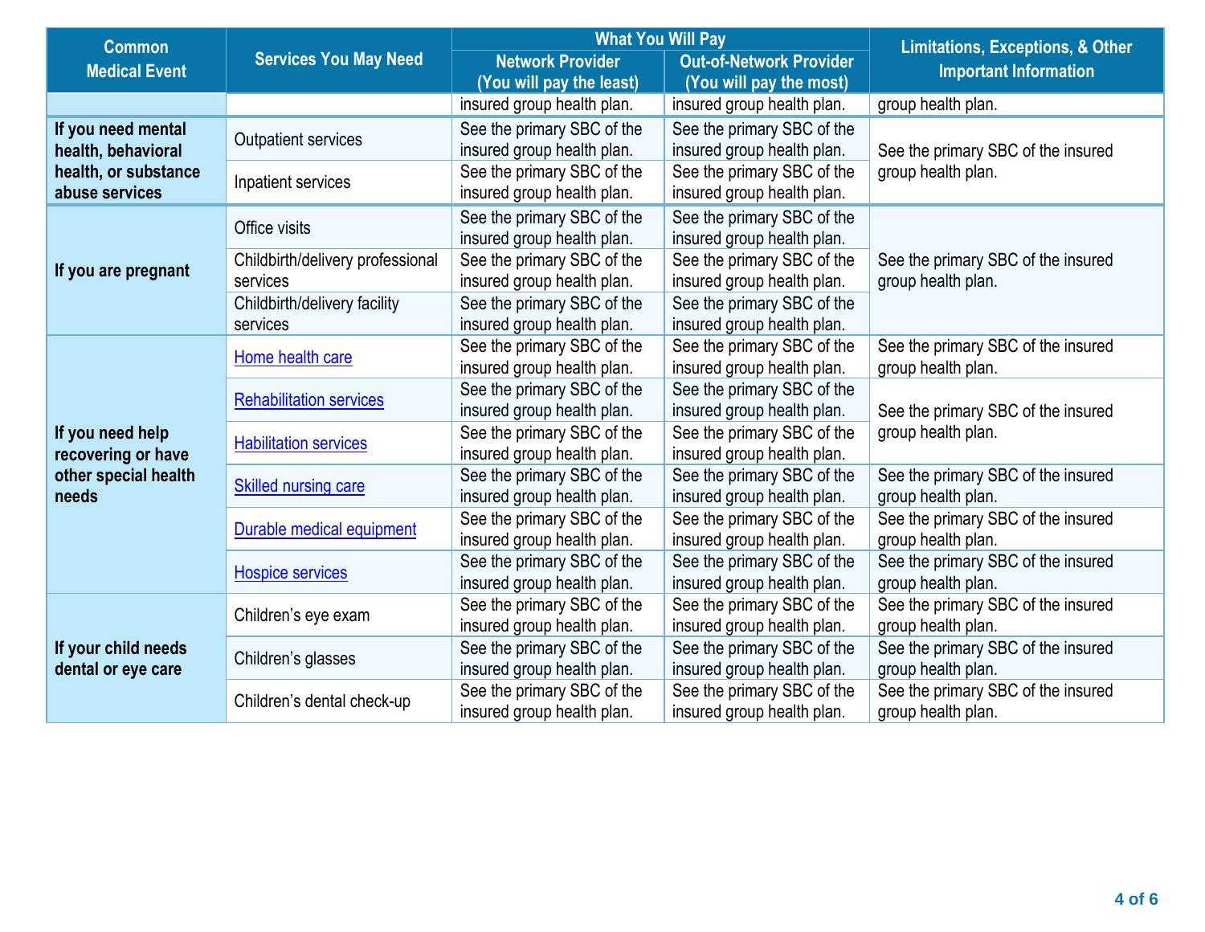| Common Medical Event | Services You May Need | What You Will Pay | | Limitations, Exceptions, & Other Important Information |
|---|---|---|---|---|
| | | Network Provider (You will pay the least) | Out-of-Network Provider (You will pay the most) | |
| | | insured group health plan. | insured group health plan. | group health plan. |
| **If you need mental health, behavioral health, or substance abuse services** | Outpatient services | See the primary SBC of the insured group health plan. | See the primary SBC of the insured group health plan. | See the primary SBC of the insured group health plan. |
| | Inpatient services | See the primary SBC of the insured group health plan. | See the primary SBC of the insured group health plan. | |
| **If you are pregnant** | Office visits | See the primary SBC of the insured group health plan. | See the primary SBC of the insured group health plan. | See the primary SBC of the insured group health plan. |
| | Childbirth/delivery professional services | See the primary SBC of the insured group health plan. | See the primary SBC of the insured group health plan. | |
| | Childbirth/delivery facility services | See the primary SBC of the insured group health plan. | See the primary SBC of the insured group health plan. | |
| **If you need help recovering or have other special health needs** | Home health care | See the primary SBC of the insured group health plan. | See the primary SBC of the insured group health plan. | See the primary SBC of the insured group health plan. |
| | Rehabilitation services | See the primary SBC of the insured group health plan. | See the primary SBC of the insured group health plan. | See the primary SBC of the insured group health plan. |
| | Habilitation services | See the primary SBC of the insured group health plan. | See the primary SBC of the insured group health plan. | |
| | Skilled nursing care | See the primary SBC of the insured group health plan. | See the primary SBC of the insured group health plan. | See the primary SBC of the insured group health plan. |
| | Durable medical equipment | See the primary SBC of the insured group health plan. | See the primary SBC of the insured group health plan. | See the primary SBC of the insured group health plan. |
| | Hospice services | See the primary SBC of the insured group health plan. | See the primary SBC of the insured group health plan. | See the primary SBC of the insured group health plan. |
| **If your child needs dental or eye care** | Children's eye exam | See the primary SBC of the insured group health plan. | See the primary SBC of the insured group health plan. | See the primary SBC of the insured group health plan. |
| | Children's glasses | See the primary SBC of the insured group health plan. | See the primary SBC of the insured group health plan. | See the primary SBC of the insured group health plan. |
| | Children's dental check-up | See the primary SBC of the insured group health plan. | See the primary SBC of the insured group health plan. | See the primary SBC of the insured group health plan. |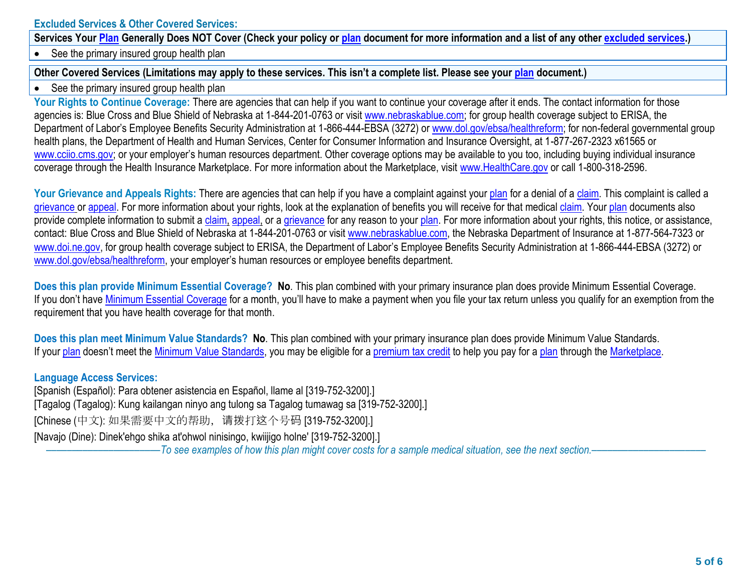## Excluded Services & Other Covered Services:

| Services Your Plan Generally Does NOT Cover (Check your policy or plan document for more information and a list of any other excluded services.) |
|---|
| • See the primary insured group health plan |

| Other Covered Services (Limitations may apply to these services. This isn't a complete list. Please see your plan document.) |
|---|
| • See the primary insured group health plan |

**Your Rights to Continue Coverage:** There are agencies that can help if you want to continue your coverage after it ends. The contact information for those agencies is: Blue Cross and Blue Shield of Nebraska at 1-844-201-0763 or visit www.nebraskablue.com; for group health coverage subject to ERISA, the Department of Labor's Employee Benefits Security Administration at 1-866-444-EBSA (3272) or www.dol.gov/ebsa/healthreform; for non-federal governmental group health plans, the Department of Health and Human Services, Center for Consumer Information and Insurance Oversight, at 1-877-267-2323 x61565 or www.cciio.cms.gov; or your employer's human resources department. Other coverage options may be available to you too, including buying individual insurance coverage through the Health Insurance Marketplace. For more information about the Marketplace, visit www.HealthCare.gov or call 1-800-318-2596.

**Your Grievance and Appeals Rights:** There are agencies that can help if you have a complaint against your plan for a denial of a claim. This complaint is called a grievance or appeal. For more information about your rights, look at the explanation of benefits you will receive for that medical claim. Your plan documents also provide complete information to submit a claim, appeal, or a grievance for any reason to your plan. For more information about your rights, this notice, or assistance, contact: Blue Cross and Blue Shield of Nebraska at 1-844-201-0763 or visit www.nebraskablue.com, the Nebraska Department of Insurance at 1-877-564-7323 or www.doi.ne.gov, for group health coverage subject to ERISA, the Department of Labor's Employee Benefits Security Administration at 1-866-444-EBSA (3272) or www.dol.gov/ebsa/healthreform, your employer's human resources or employee benefits department.

**Does this plan provide Minimum Essential Coverage? No**. This plan combined with your primary insurance plan does provide Minimum Essential Coverage.
If you don't have Minimum Essential Coverage for a month, you'll have to make a payment when you file your tax return unless you qualify for an exemption from the requirement that you have health coverage for that month.

**Does this plan meet Minimum Value Standards? No**. This plan combined with your primary insurance plan does provide Minimum Value Standards.
If your plan doesn't meet the Minimum Value Standards, you may be eligible for a premium tax credit to help you pay for a plan through the Marketplace.

**Language Access Services:**
[Spanish (Español): Para obtener asistencia en Español, llame al [319-752-3200].]
[Tagalog (Tagalog): Kung kailangan ninyo ang tulong sa Tagalog tumawag sa [319-752-3200].]
[Chinese (中文): 如果需要中文的帮助，请拨打这个号码 [319-752-3200].]
[Navajo (Dine): Dinek'ehgo shika at'ohwol ninisingo, kwiijigo holne' [319-752-3200].]

*——————————To see examples of how this plan might cover costs for a sample medical situation, see the next section.——————————*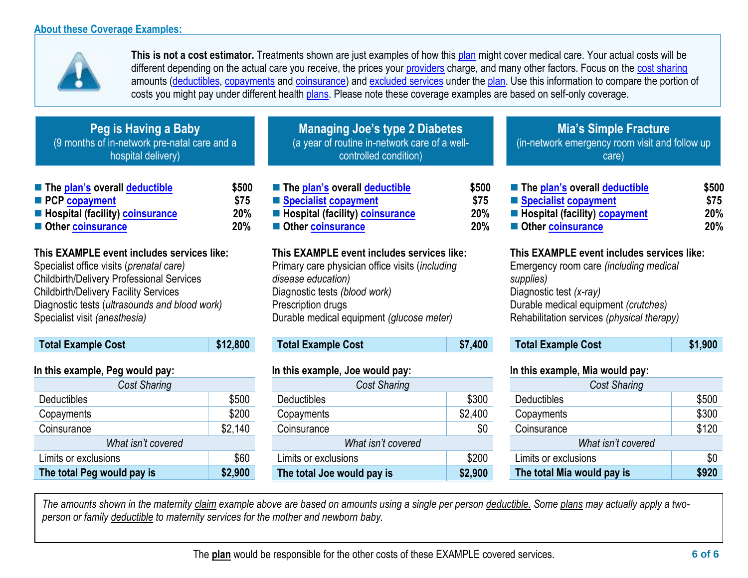## About these Coverage Examples:

**This is not a cost estimator.** Treatments shown are just examples of how this plan might cover medical care. Your actual costs will be different depending on the actual care you receive, the prices your providers charge, and many other factors. Focus on the cost sharing amounts (deductibles, copayments and coinsurance) and excluded services under the plan. Use this information to compare the portion of costs you might pay under different health plans. Please note these coverage examples are based on self-only coverage.

### Peg is Having a Baby
(9 months of in-network pre-natal care and a hospital delivery)

| | |
|---|---|
| **The plan's overall deductible** | **$500** |
| **PCP copayment** | **$75** |
| **Hospital (facility) coinsurance** | **20%** |
| **Other coinsurance** | **20%** |

**This EXAMPLE event includes services like:**
Specialist office visits (*prenatal care)*
Childbirth/Delivery Professional Services
Childbirth/Delivery Facility Services
Diagnostic tests (*ultrasounds and blood work)*
Specialist visit *(anesthesia)*

| **Total Example Cost** | **$12,800** |
|---|---|

**In this example, Peg would pay:**

| *Cost Sharing* | |
|---|---|
| Deductibles | $500 |
| Copayments | $200 |
| Coinsurance | $2,140 |
| *What isn't covered* | |
| Limits or exclusions | $60 |
| **The total Peg would pay is** | **$2,900** |

### Managing Joe's type 2 Diabetes
(a year of routine in-network care of a well-controlled condition)

| | |
|---|---|
| **The plan's overall deductible** | **$500** |
| **Specialist copayment** | **$75** |
| **Hospital (facility) coinsurance** | **20%** |
| **Other coinsurance** | **20%** |

**This EXAMPLE event includes services like:**
Primary care physician office visits (*including disease education)*
Diagnostic tests *(blood work)*
Prescription drugs
Durable medical equipment *(glucose meter)*

| **Total Example Cost** | **$7,400** |
|---|---|

**In this example, Joe would pay:**

| *Cost Sharing* | |
|---|---|
| Deductibles | $300 |
| Copayments | $2,400 |
| Coinsurance | $0 |
| *What isn't covered* | |
| Limits or exclusions | $200 |
| **The total Joe would pay is** | **$2,900** |

### Mia's Simple Fracture
(in-network emergency room visit and follow up care)

| | |
|---|---|
| **The plan's overall deductible** | **$500** |
| **Specialist copayment** | **$75** |
| **Hospital (facility) copayment** | **20%** |
| **Other coinsurance** | **20%** |

**This EXAMPLE event includes services like:**
Emergency room care *(including medical supplies)*
Diagnostic test *(x-ray)*
Durable medical equipment *(crutches)*
Rehabilitation services *(physical therapy)*

| **Total Example Cost** | **$1,900** |
|---|---|

**In this example, Mia would pay:**

| *Cost Sharing* | |
|---|---|
| Deductibles | $500 |
| Copayments | $300 |
| Coinsurance | $120 |
| *What isn't covered* | |
| Limits or exclusions | $0 |
| **The total Mia would pay is** | **$920** |

*The amounts shown in the maternity claim example above are based on amounts using a single per person deductible. Some plans may actually apply a two-person or family deductible to maternity services for the mother and newborn baby.*

The **plan** would be responsible for the other costs of these EXAMPLE covered services.